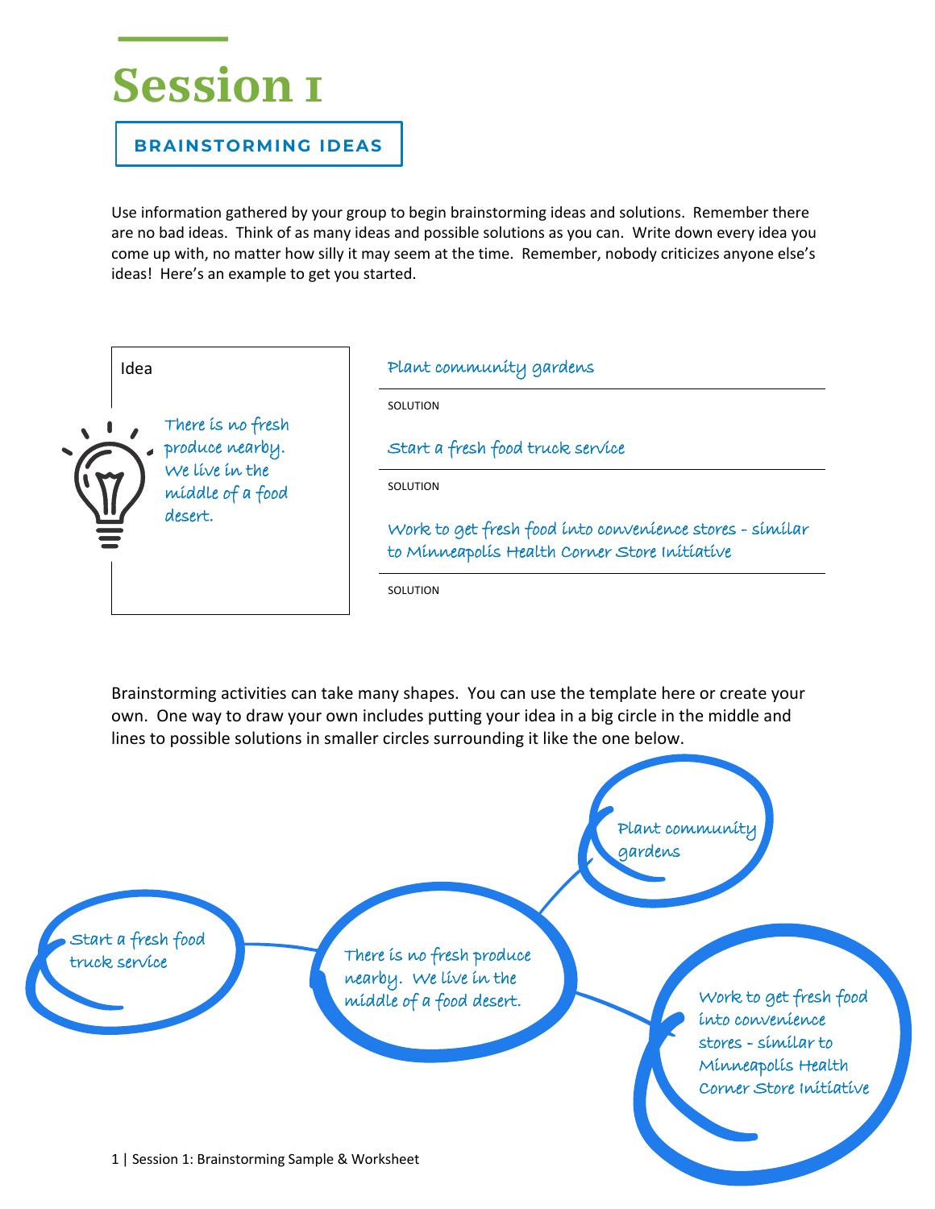# Session 1

## BRAINSTORMING IDEAS

Use information gathered by your group to begin brainstorming ideas and solutions. Remember there are no bad ideas. Think of as many ideas and possible solutions as you can. Write down every idea you come up with, no matter how silly it may seem at the time. Remember, nobody criticizes anyone else's ideas! Here's an example to get you started.

| Idea | |
|---|---|
| There is no fresh produce nearby. We live in the middle of a food desert. | Plant community gardens |
| | SOLUTION |
| | Start a fresh food truck service |
| | SOLUTION |
| | Work to get fresh food into convenience stores - similar to Minneapolis Health Corner Store Initiative |
| | SOLUTION |

Brainstorming activities can take many shapes. You can use the template here or create your own. One way to draw your own includes putting your idea in a big circle in the middle and lines to possible solutions in smaller circles surrounding it like the one below.

There is no fresh produce nearby. We live in the middle of a food desert.

- Plant community gardens
- Start a fresh food truck service
- Work to get fresh food into convenience stores - similar to Minneapolis Health Corner Store Initiative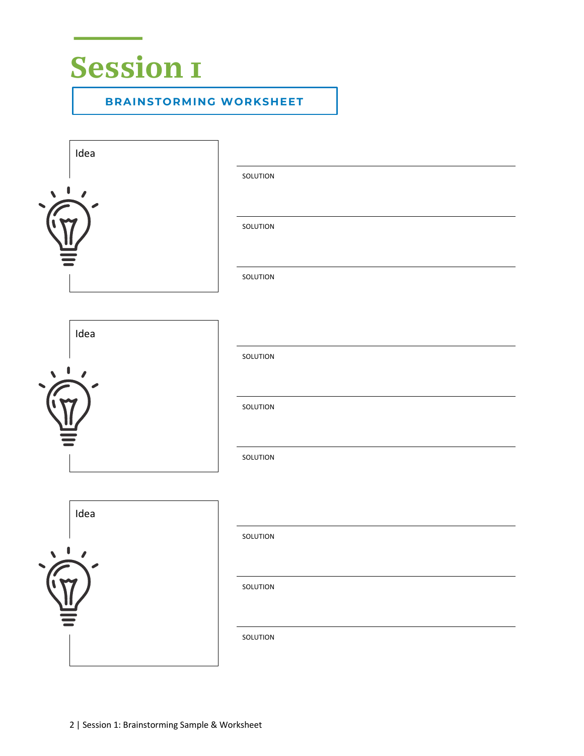# Session 1

## BRAINSTORMING WORKSHEET

Idea

SOLUTION

SOLUTION

SOLUTION

Idea

SOLUTION

SOLUTION

SOLUTION

Idea

SOLUTION

SOLUTION

SOLUTION